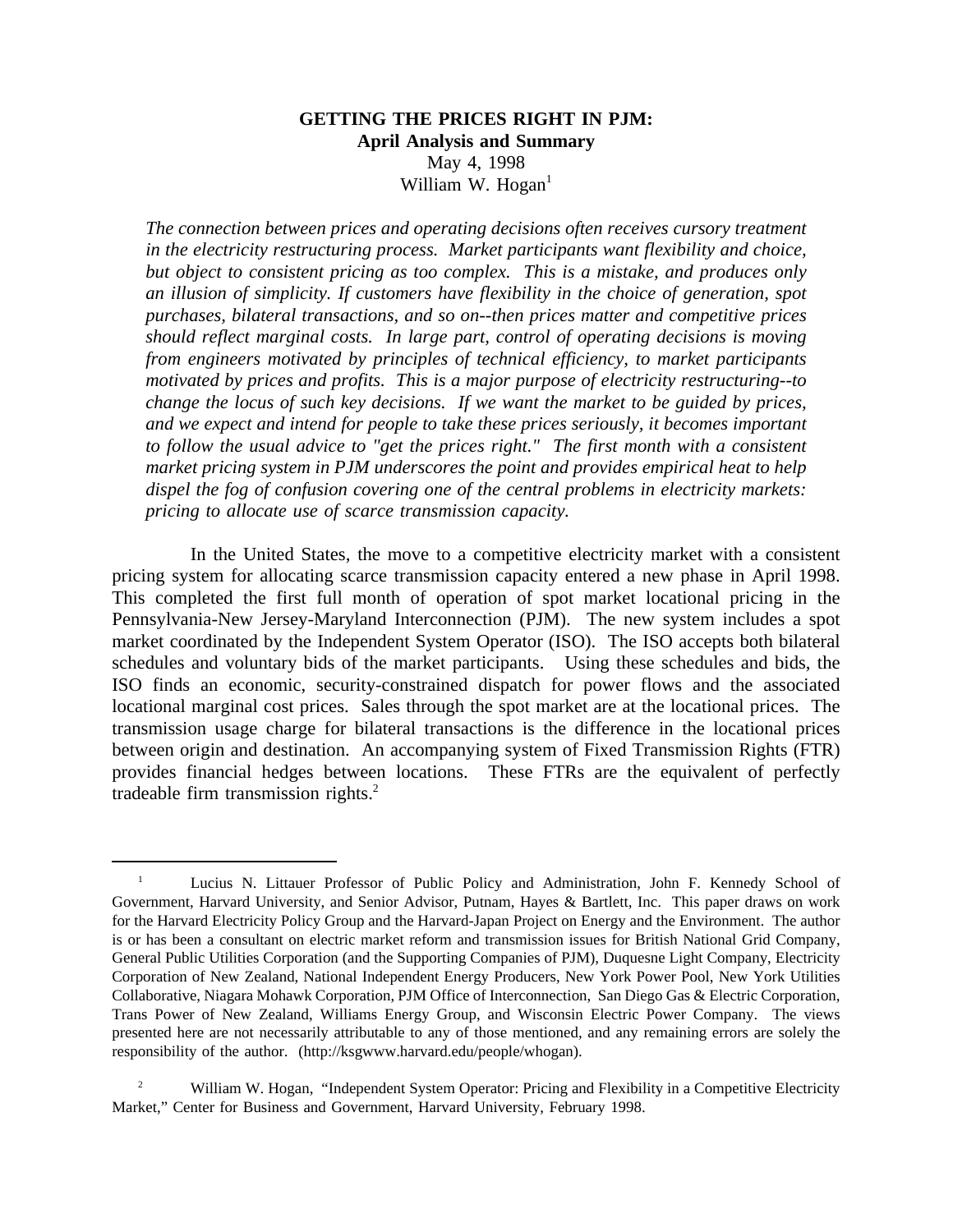# GETTING THE PRICES RIGHT IN PJM:

**April Analysis and Summary**

May 4, 1998

William W. Hogan[1]

*The connection between prices and operating decisions often receives cursory treatment in the electricity restructuring process. Market participants want flexibility and choice, but object to consistent pricing as too complex. This is a mistake, and produces only an illusion of simplicity. If customers have flexibility in the choice of generation, spot purchases, bilateral transactions, and so on--then prices matter and competitive prices should reflect marginal costs. In large part, control of operating decisions is moving from engineers motivated by principles of technical efficiency, to market participants motivated by prices and profits. This is a major purpose of electricity restructuring--to change the locus of such key decisions. If we want the market to be guided by prices, and we expect and intend for people to take these prices seriously, it becomes important to follow the usual advice to "get the prices right." The first month with a consistent market pricing system in PJM underscores the point and provides empirical heat to help dispel the fog of confusion covering one of the central problems in electricity markets: pricing to allocate use of scarce transmission capacity.*

In the United States, the move to a competitive electricity market with a consistent pricing system for allocating scarce transmission capacity entered a new phase in April 1998. This completed the first full month of operation of spot market locational pricing in the Pennsylvania-New Jersey-Maryland Interconnection (PJM). The new system includes a spot market coordinated by the Independent System Operator (ISO). The ISO accepts both bilateral schedules and voluntary bids of the market participants. Using these schedules and bids, the ISO finds an economic, security-constrained dispatch for power flows and the associated locational marginal cost prices. Sales through the spot market are at the locational prices. The transmission usage charge for bilateral transactions is the difference in the locational prices between origin and destination. An accompanying system of Fixed Transmission Rights (FTR) provides financial hedges between locations. These FTRs are the equivalent of perfectly tradeable firm transmission rights.[2]

---

[1] Lucius N. Littauer Professor of Public Policy and Administration, John F. Kennedy School of Government, Harvard University, and Senior Advisor, Putnam, Hayes & Bartlett, Inc. This paper draws on work for the Harvard Electricity Policy Group and the Harvard-Japan Project on Energy and the Environment. The author is or has been a consultant on electric market reform and transmission issues for British National Grid Company, General Public Utilities Corporation (and the Supporting Companies of PJM), Duquesne Light Company, Electricity Corporation of New Zealand, National Independent Energy Producers, New York Power Pool, New York Utilities Collaborative, Niagara Mohawk Corporation, PJM Office of Interconnection, San Diego Gas & Electric Corporation, Trans Power of New Zealand, Williams Energy Group, and Wisconsin Electric Power Company. The views presented here are not necessarily attributable to any of those mentioned, and any remaining errors are solely the responsibility of the author. (http://ksgwww.harvard.edu/people/whogan).

[2] William W. Hogan, "Independent System Operator: Pricing and Flexibility in a Competitive Electricity Market," Center for Business and Government, Harvard University, February 1998.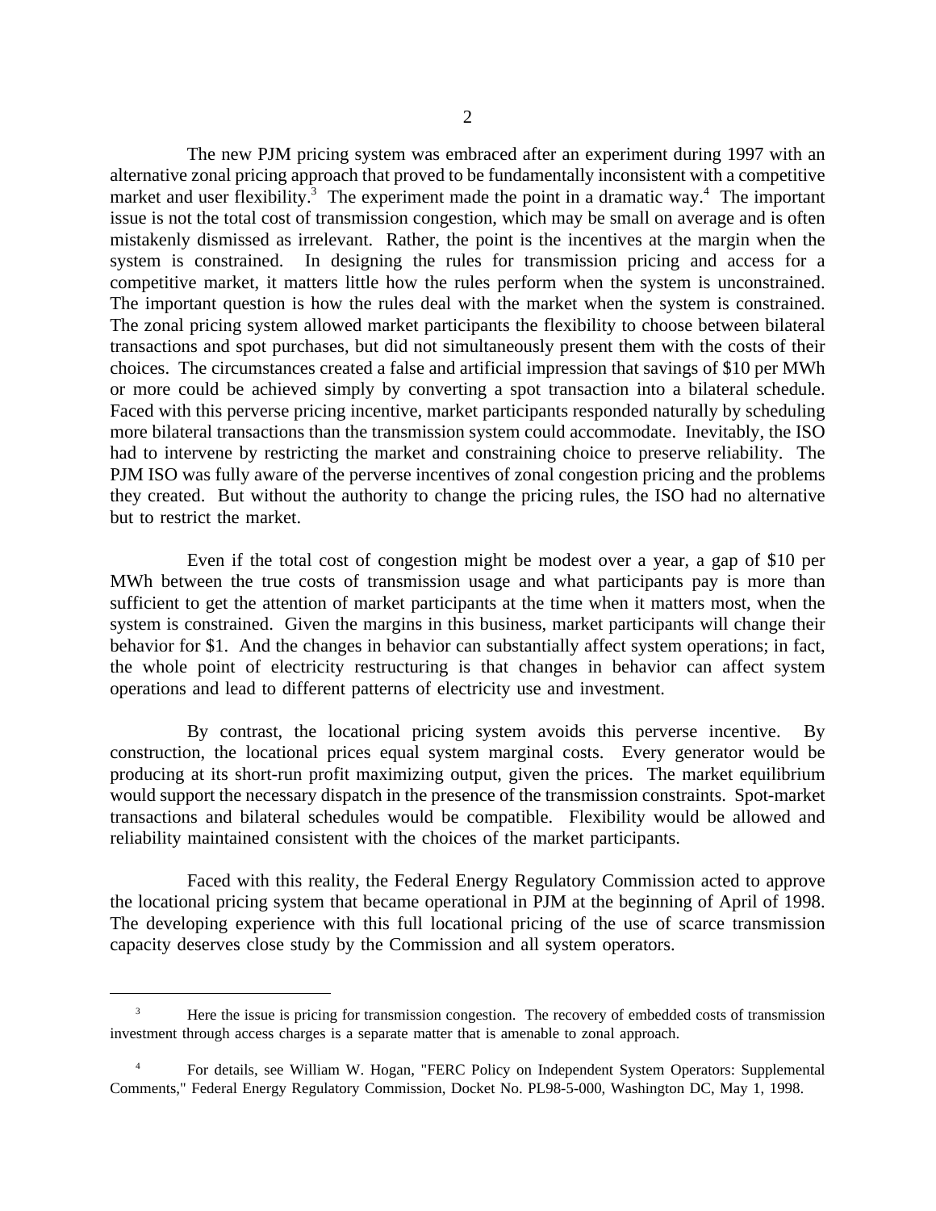The new PJM pricing system was embraced after an experiment during 1997 with an alternative zonal pricing approach that proved to be fundamentally inconsistent with a competitive market and user flexibility.[3] The experiment made the point in a dramatic way.[4] The important issue is not the total cost of transmission congestion, which may be small on average and is often mistakenly dismissed as irrelevant. Rather, the point is the incentives at the margin when the system is constrained. In designing the rules for transmission pricing and access for a competitive market, it matters little how the rules perform when the system is unconstrained. The important question is how the rules deal with the market when the system is constrained. The zonal pricing system allowed market participants the flexibility to choose between bilateral transactions and spot purchases, but did not simultaneously present them with the costs of their choices. The circumstances created a false and artificial impression that savings of $10 per MWh or more could be achieved simply by converting a spot transaction into a bilateral schedule. Faced with this perverse pricing incentive, market participants responded naturally by scheduling more bilateral transactions than the transmission system could accommodate. Inevitably, the ISO had to intervene by restricting the market and constraining choice to preserve reliability. The PJM ISO was fully aware of the perverse incentives of zonal congestion pricing and the problems they created. But without the authority to change the pricing rules, the ISO had no alternative but to restrict the market.

Even if the total cost of congestion might be modest over a year, a gap of $10 per MWh between the true costs of transmission usage and what participants pay is more than sufficient to get the attention of market participants at the time when it matters most, when the system is constrained. Given the margins in this business, market participants will change their behavior for $1. And the changes in behavior can substantially affect system operations; in fact, the whole point of electricity restructuring is that changes in behavior can affect system operations and lead to different patterns of electricity use and investment.

By contrast, the locational pricing system avoids this perverse incentive. By construction, the locational prices equal system marginal costs. Every generator would be producing at its short-run profit maximizing output, given the prices. The market equilibrium would support the necessary dispatch in the presence of the transmission constraints. Spot-market transactions and bilateral schedules would be compatible. Flexibility would be allowed and reliability maintained consistent with the choices of the market participants.

Faced with this reality, the Federal Energy Regulatory Commission acted to approve the locational pricing system that became operational in PJM at the beginning of April of 1998. The developing experience with this full locational pricing of the use of scarce transmission capacity deserves close study by the Commission and all system operators.

---

[3] Here the issue is pricing for transmission congestion. The recovery of embedded costs of transmission investment through access charges is a separate matter that is amenable to zonal approach.

[4] For details, see William W. Hogan, "FERC Policy on Independent System Operators: Supplemental Comments," Federal Energy Regulatory Commission, Docket No. PL98-5-000, Washington DC, May 1, 1998.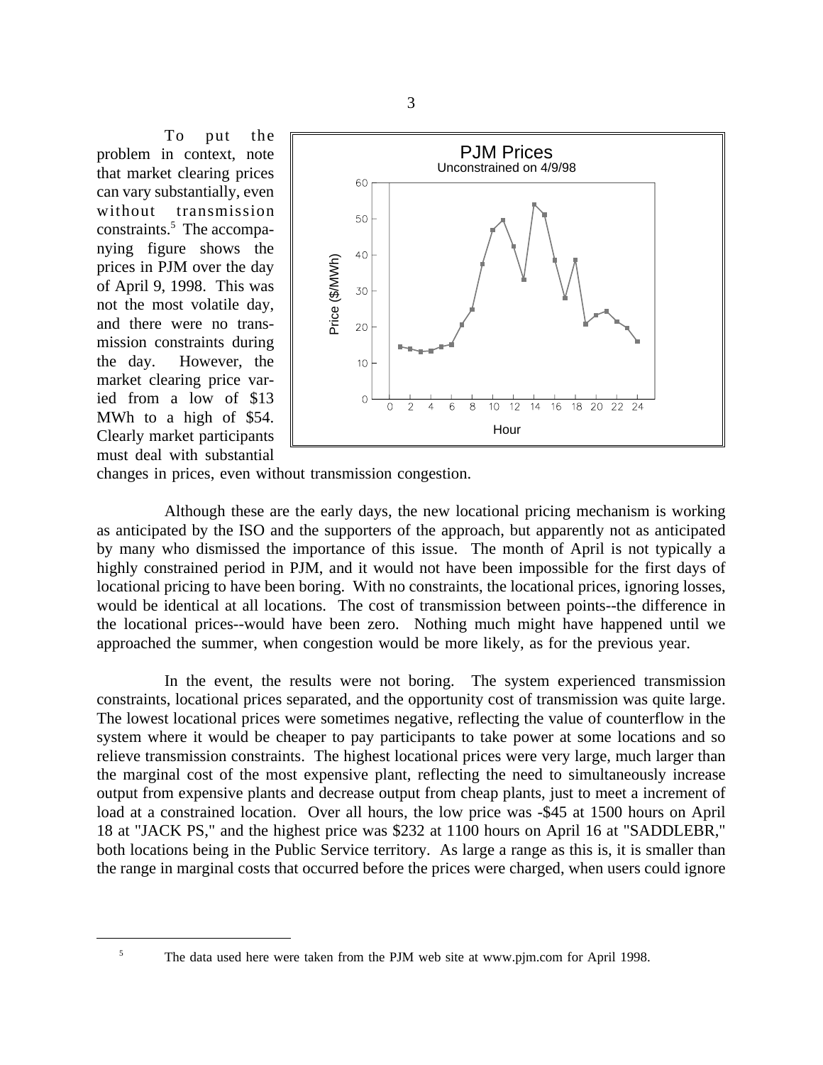To put the problem in context, note that market clearing prices can vary substantially, even without transmission constraints.[5] The accompanying figure shows the prices in PJM over the day of April 9, 1998. This was not the most volatile day, and there were no transmission constraints during the day. However, the market clearing price varied from a low of \$13 MWh to a high of \$54. Clearly market participants must deal with substantial changes in prices, even without transmission congestion.

Although these are the early days, the new locational pricing mechanism is working as anticipated by the ISO and the supporters of the approach, but apparently not as anticipated by many who dismissed the importance of this issue. The month of April is not typically a highly constrained period in PJM, and it would not have been impossible for the first days of locational pricing to have been boring. With no constraints, the locational prices, ignoring losses, would be identical at all locations. The cost of transmission between points--the difference in the locational prices--would have been zero. Nothing much might have happened until we approached the summer, when congestion would be more likely, as for the previous year.

In the event, the results were not boring. The system experienced transmission constraints, locational prices separated, and the opportunity cost of transmission was quite large. The lowest locational prices were sometimes negative, reflecting the value of counterflow in the system where it would be cheaper to pay participants to take power at some locations and so relieve transmission constraints. The highest locational prices were very large, much larger than the marginal cost of the most expensive plant, reflecting the need to simultaneously increase output from expensive plants and decrease output from cheap plants, just to meet a increment of load at a constrained location. Over all hours, the low price was -\$45 at 1500 hours on April 18 at "JACK PS," and the highest price was \$232 at 1100 hours on April 16 at "SADDLEBR," both locations being in the Public Service territory. As large a range as this is, it is smaller than the range in marginal costs that occurred before the prices were charged, when users could ignore

[5] The data used here were taken from the PJM web site at www.pjm.com for April 1998.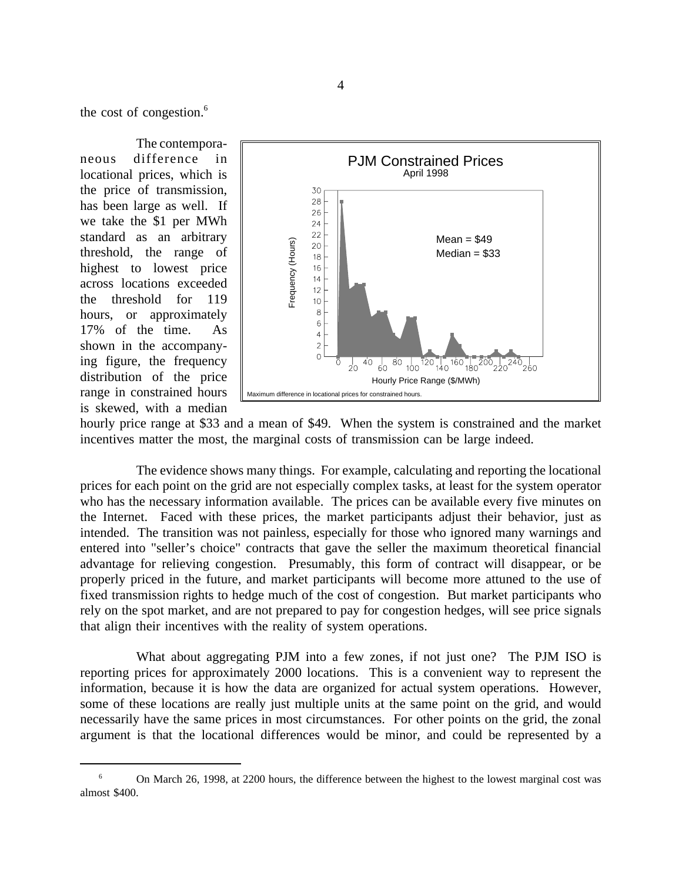the cost of congestion.[6]

The contemporaneous difference in locational prices, which is the price of transmission, has been large as well. If we take the $1 per MWh standard as an arbitrary threshold, the range of highest to lowest price across locations exceeded the threshold for 119 hours, or approximately 17% of the time. As shown in the accompanying figure, the frequency distribution of the price range in constrained hours is skewed, with a median hourly price range at $33 and a mean of $49. When the system is constrained and the market incentives matter the most, the marginal costs of transmission can be large indeed.

The evidence shows many things. For example, calculating and reporting the locational prices for each point on the grid are not especially complex tasks, at least for the system operator who has the necessary information available. The prices can be available every five minutes on the Internet. Faced with these prices, the market participants adjust their behavior, just as intended. The transition was not painless, especially for those who ignored many warnings and entered into "seller's choice" contracts that gave the seller the maximum theoretical financial advantage for relieving congestion. Presumably, this form of contract will disappear, or be properly priced in the future, and market participants will become more attuned to the use of fixed transmission rights to hedge much of the cost of congestion. But market participants who rely on the spot market, and are not prepared to pay for congestion hedges, will see price signals that align their incentives with the reality of system operations.

What about aggregating PJM into a few zones, if not just one? The PJM ISO is reporting prices for approximately 2000 locations. This is a convenient way to represent the information, because it is how the data are organized for actual system operations. However, some of these locations are really just multiple units at the same point on the grid, and would necessarily have the same prices in most circumstances. For other points on the grid, the zonal argument is that the locational differences would be minor, and could be represented by a

[6] On March 26, 1998, at 2200 hours, the difference between the highest to the lowest marginal cost was almost $400.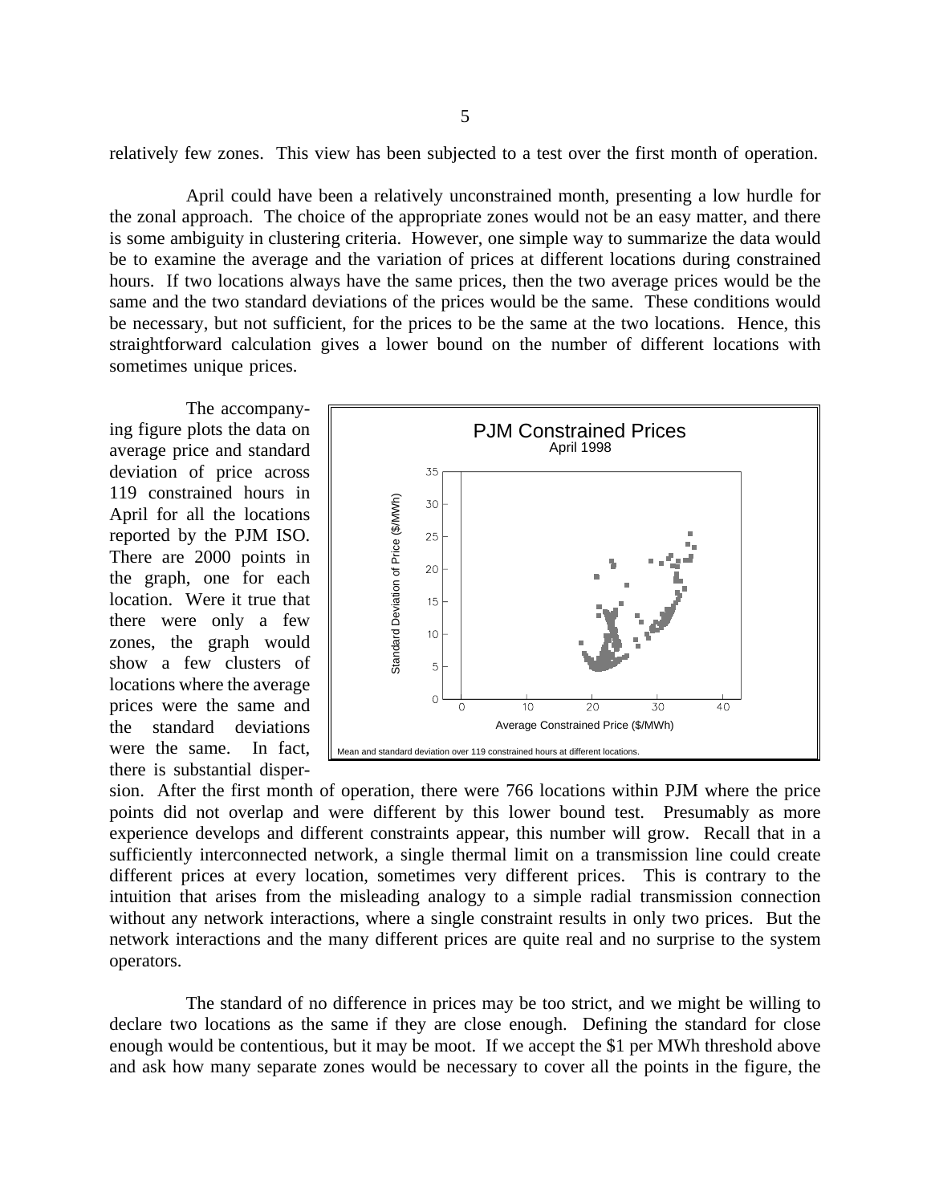relatively few zones. This view has been subjected to a test over the first month of operation.

April could have been a relatively unconstrained month, presenting a low hurdle for the zonal approach. The choice of the appropriate zones would not be an easy matter, and there is some ambiguity in clustering criteria. However, one simple way to summarize the data would be to examine the average and the variation of prices at different locations during constrained hours. If two locations always have the same prices, then the two average prices would be the same and the two standard deviations of the prices would be the same. These conditions would be necessary, but not sufficient, for the prices to be the same at the two locations. Hence, this straightforward calculation gives a lower bound on the number of different locations with sometimes unique prices.

The accompanying figure plots the data on average price and standard deviation of price across 119 constrained hours in April for all the locations reported by the PJM ISO. There are 2000 points in the graph, one for each location. Were it true that there were only a few zones, the graph would show a few clusters of locations where the average prices were the same and the standard deviations were the same. In fact, there is substantial dispersion. After the first month of operation, there were 766 locations within PJM where the price points did not overlap and were different by this lower bound test. Presumably as more experience develops and different constraints appear, this number will grow. Recall that in a sufficiently interconnected network, a single thermal limit on a transmission line could create different prices at every location, sometimes very different prices. This is contrary to the intuition that arises from the misleading analogy to a simple radial transmission connection without any network interactions, where a single constraint results in only two prices. But the network interactions and the many different prices are quite real and no surprise to the system operators.

**PJM Constrained Prices**
April 1998

Mean and standard deviation over 119 constrained hours at different locations.

The standard of no difference in prices may be too strict, and we might be willing to declare two locations as the same if they are close enough. Defining the standard for close enough would be contentious, but it may be moot. If we accept the $1 per MWh threshold above and ask how many separate zones would be necessary to cover all the points in the figure, the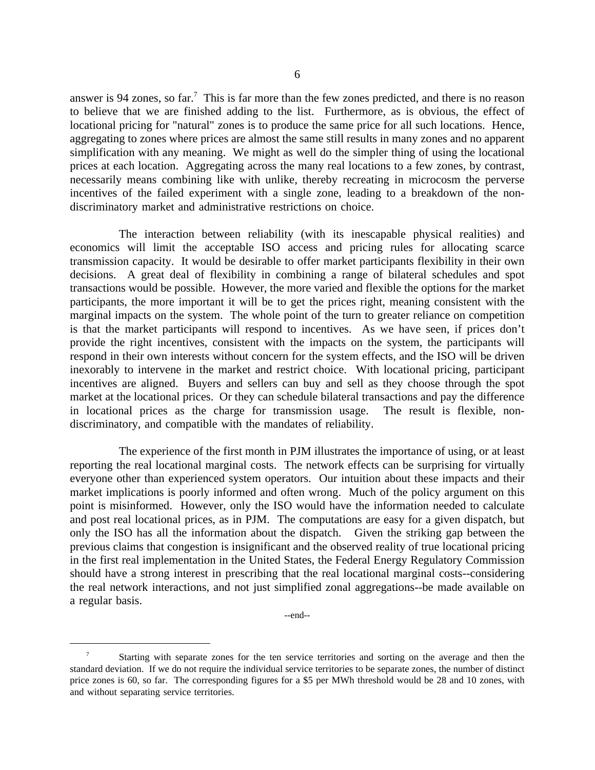answer is 94 zones, so far.[7] This is far more than the few zones predicted, and there is no reason to believe that we are finished adding to the list. Furthermore, as is obvious, the effect of locational pricing for "natural" zones is to produce the same price for all such locations. Hence, aggregating to zones where prices are almost the same still results in many zones and no apparent simplification with any meaning. We might as well do the simpler thing of using the locational prices at each location. Aggregating across the many real locations to a few zones, by contrast, necessarily means combining like with unlike, thereby recreating in microcosm the perverse incentives of the failed experiment with a single zone, leading to a breakdown of the non-discriminatory market and administrative restrictions on choice.

The interaction between reliability (with its inescapable physical realities) and economics will limit the acceptable ISO access and pricing rules for allocating scarce transmission capacity. It would be desirable to offer market participants flexibility in their own decisions. A great deal of flexibility in combining a range of bilateral schedules and spot transactions would be possible. However, the more varied and flexible the options for the market participants, the more important it will be to get the prices right, meaning consistent with the marginal impacts on the system. The whole point of the turn to greater reliance on competition is that the market participants will respond to incentives. As we have seen, if prices don't provide the right incentives, consistent with the impacts on the system, the participants will respond in their own interests without concern for the system effects, and the ISO will be driven inexorably to intervene in the market and restrict choice. With locational pricing, participant incentives are aligned. Buyers and sellers can buy and sell as they choose through the spot market at the locational prices. Or they can schedule bilateral transactions and pay the difference in locational prices as the charge for transmission usage. The result is flexible, non-discriminatory, and compatible with the mandates of reliability.

The experience of the first month in PJM illustrates the importance of using, or at least reporting the real locational marginal costs. The network effects can be surprising for virtually everyone other than experienced system operators. Our intuition about these impacts and their market implications is poorly informed and often wrong. Much of the policy argument on this point is misinformed. However, only the ISO would have the information needed to calculate and post real locational prices, as in PJM. The computations are easy for a given dispatch, but only the ISO has all the information about the dispatch. Given the striking gap between the previous claims that congestion is insignificant and the observed reality of true locational pricing in the first real implementation in the United States, the Federal Energy Regulatory Commission should have a strong interest in prescribing that the real locational marginal costs--considering the real network interactions, and not just simplified zonal aggregations--be made available on a regular basis.

--end--

[7] Starting with separate zones for the ten service territories and sorting on the average and then the standard deviation. If we do not require the individual service territories to be separate zones, the number of distinct price zones is 60, so far. The corresponding figures for a $5 per MWh threshold would be 28 and 10 zones, with and without separating service territories.